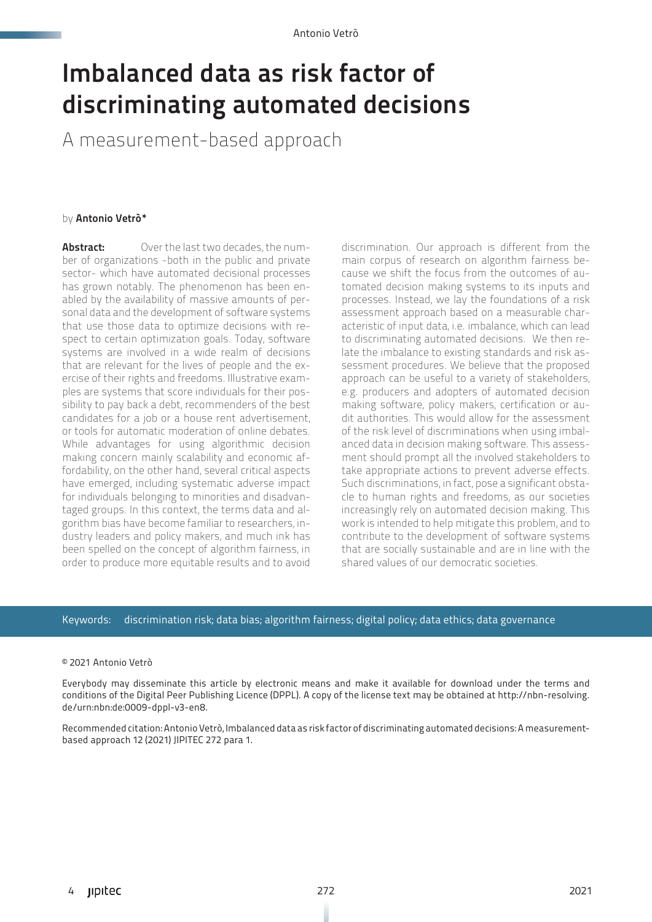# Imbalanced data as risk factor of discriminating automated decisions

A measurement-based approach

by **Antonio Vetrò\***

**Abstract:** Over the last two decades, the number of organizations -both in the public and private sector- which have automated decisional processes has grown notably. The phenomenon has been enabled by the availability of massive amounts of personal data and the development of software systems that use those data to optimize decisions with respect to certain optimization goals. Today, software systems are involved in a wide realm of decisions that are relevant for the lives of people and the exercise of their rights and freedoms. Illustrative examples are systems that score individuals for their possibility to pay back a debt, recommenders of the best candidates for a job or a house rent advertisement, or tools for automatic moderation of online debates. While advantages for using algorithmic decision making concern mainly scalability and economic affordability, on the other hand, several critical aspects have emerged, including systematic adverse impact for individuals belonging to minorities and disadvantaged groups. In this context, the terms data and algorithm bias have become familiar to researchers, industry leaders and policy makers, and much ink has been spelled on the concept of algorithm fairness, in order to produce more equitable results and to avoid discrimination. Our approach is different from the main corpus of research on algorithm fairness because we shift the focus from the outcomes of automated decision making systems to its inputs and processes. Instead, we lay the foundations of a risk assessment approach based on a measurable characteristic of input data, i.e. imbalance, which can lead to discriminating automated decisions. We then relate the imbalance to existing standards and risk assessment procedures. We believe that the proposed approach can be useful to a variety of stakeholders, e.g. producers and adopters of automated decision making software, policy makers, certification or audit authorities. This would allow for the assessment of the risk level of discriminations when using imbalanced data in decision making software. This assessment should prompt all the involved stakeholders to take appropriate actions to prevent adverse effects. Such discriminations, in fact, pose a significant obstacle to human rights and freedoms, as our societies increasingly rely on automated decision making. This work is intended to help mitigate this problem, and to contribute to the development of software systems that are socially sustainable and are in line with the shared values of our democratic societies.

Keywords: discrimination risk; data bias; algorithm fairness; digital policy; data ethics; data governance

© 2021 Antonio Vetrò

Everybody may disseminate this article by electronic means and make it available for download under the terms and conditions of the Digital Peer Publishing Licence (DPPL). A copy of the license text may be obtained at http://nbn-resolving.de/urn:nbn:de:0009-dppl-v3-en8.

Recommended citation: Antonio Vetrò, Imbalanced data as risk factor of discriminating automated decisions: A measurement-based approach 12 (2021) JIPITEC 272 para 1.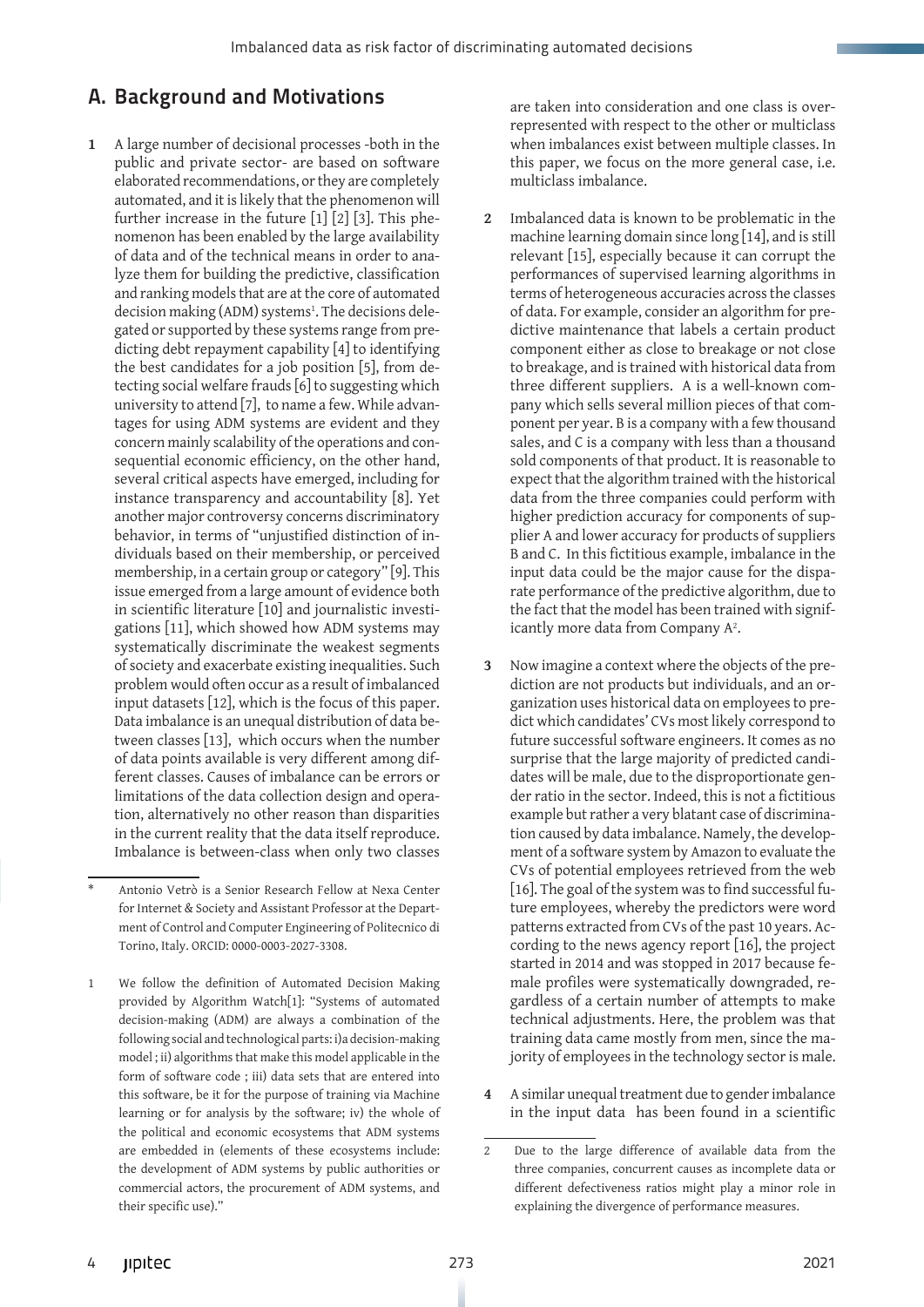## A. Background and Motivations

**1** A large number of decisional processes -both in the public and private sector- are based on software elaborated recommendations, or they are completely automated, and it is likely that the phenomenon will further increase in the future [1] [2] [3]. This phenomenon has been enabled by the large availability of data and of the technical means in order to analyze them for building the predictive, classification and ranking models that are at the core of automated decision making (ADM) systems[1]. The decisions delegated or supported by these systems range from predicting debt repayment capability [4] to identifying the best candidates for a job position [5], from detecting social welfare frauds [6] to suggesting which university to attend [7], to name a few. While advantages for using ADM systems are evident and they concern mainly scalability of the operations and consequential economic efficiency, on the other hand, several critical aspects have emerged, including for instance transparency and accountability [8]. Yet another major controversy concerns discriminatory behavior, in terms of "unjustified distinction of individuals based on their membership, or perceived membership, in a certain group or category" [9]. This issue emerged from a large amount of evidence both in scientific literature [10] and journalistic investigations [11], which showed how ADM systems may systematically discriminate the weakest segments of society and exacerbate existing inequalities. Such problem would often occur as a result of imbalanced input datasets [12], which is the focus of this paper. Data imbalance is an unequal distribution of data between classes [13], which occurs when the number of data points available is very different among different classes. Causes of imbalance can be errors or limitations of the data collection design and operation, alternatively no other reason than disparities in the current reality that the data itself reproduce. Imbalance is between-class when only two classes are taken into consideration and one class is over-represented with respect to the other or multiclass when imbalances exist between multiple classes. In this paper, we focus on the more general case, i.e. multiclass imbalance.

**2** Imbalanced data is known to be problematic in the machine learning domain since long [14], and is still relevant [15], especially because it can corrupt the performances of supervised learning algorithms in terms of heterogeneous accuracies across the classes of data. For example, consider an algorithm for predictive maintenance that labels a certain product component either as close to breakage or not close to breakage, and is trained with historical data from three different suppliers. A is a well-known company which sells several million pieces of that component per year. B is a company with a few thousand sales, and C is a company with less than a thousand sold components of that product. It is reasonable to expect that the algorithm trained with the historical data from the three companies could perform with higher prediction accuracy for components of supplier A and lower accuracy for products of suppliers B and C. In this fictitious example, imbalance in the input data could be the major cause for the disparate performance of the predictive algorithm, due to the fact that the model has been trained with significantly more data from Company A[2].

**3** Now imagine a context where the objects of the prediction are not products but individuals, and an organization uses historical data on employees to predict which candidates' CVs most likely correspond to future successful software engineers. It comes as no surprise that the large majority of predicted candidates will be male, due to the disproportionate gender ratio in the sector. Indeed, this is not a fictitious example but rather a very blatant case of discrimination caused by data imbalance. Namely, the development of a software system by Amazon to evaluate the CVs of potential employees retrieved from the web [16]. The goal of the system was to find successful future employees, whereby the predictors were word patterns extracted from CVs of the past 10 years. According to the news agency report [16], the project started in 2014 and was stopped in 2017 because female profiles were systematically downgraded, regardless of a certain number of attempts to make technical adjustments. Here, the problem was that training data came mostly from men, since the majority of employees in the technology sector is male.

**4** A similar unequal treatment due to gender imbalance in the input data has been found in a scientific

---

\* Antonio Vetrò is a Senior Research Fellow at Nexa Center for Internet & Society and Assistant Professor at the Department of Control and Computer Engineering of Politecnico di Torino, Italy. ORCID: 0000-0003-2027-3308.

1 We follow the definition of Automated Decision Making provided by Algorithm Watch[1]: "Systems of automated decision-making (ADM) are always a combination of the following social and technological parts: i)a decision-making model ; ii) algorithms that make this model applicable in the form of software code ; iii) data sets that are entered into this software, be it for the purpose of training via Machine learning or for analysis by the software; iv) the whole of the political and economic ecosystems that ADM systems are embedded in (elements of these ecosystems include: the development of ADM systems by public authorities or commercial actors, the procurement of ADM systems, and their specific use)."

2 Due to the large difference of available data from the three companies, concurrent causes as incomplete data or different defectiveness ratios might play a minor role in explaining the divergence of performance measures.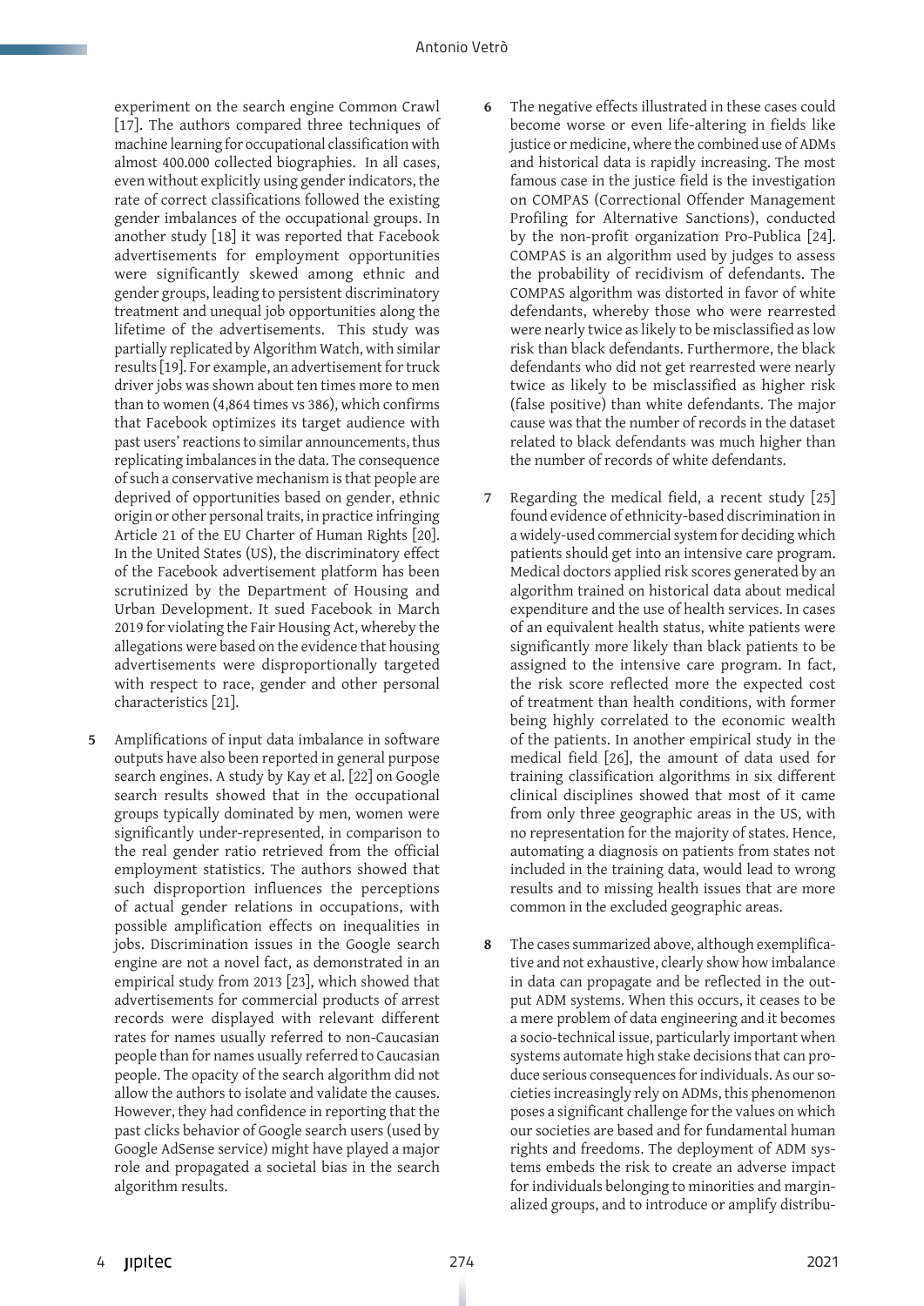experiment on the search engine Common Crawl [17]. The authors compared three techniques of machine learning for occupational classification with almost 400.000 collected biographies. In all cases, even without explicitly using gender indicators, the rate of correct classifications followed the existing gender imbalances of the occupational groups. In another study [18] it was reported that Facebook advertisements for employment opportunities were significantly skewed among ethnic and gender groups, leading to persistent discriminatory treatment and unequal job opportunities along the lifetime of the advertisements. This study was partially replicated by Algorithm Watch, with similar results [19]. For example, an advertisement for truck driver jobs was shown about ten times more to men than to women (4,864 times vs 386), which confirms that Facebook optimizes its target audience with past users' reactions to similar announcements, thus replicating imbalances in the data. The consequence of such a conservative mechanism is that people are deprived of opportunities based on gender, ethnic origin or other personal traits, in practice infringing Article 21 of the EU Charter of Human Rights [20]. In the United States (US), the discriminatory effect of the Facebook advertisement platform has been scrutinized by the Department of Housing and Urban Development. It sued Facebook in March 2019 for violating the Fair Housing Act, whereby the allegations were based on the evidence that housing advertisements were disproportionally targeted with respect to race, gender and other personal characteristics [21].

**5** Amplifications of input data imbalance in software outputs have also been reported in general purpose search engines. A study by Kay et al. [22] on Google search results showed that in the occupational groups typically dominated by men, women were significantly under-represented, in comparison to the real gender ratio retrieved from the official employment statistics. The authors showed that such disproportion influences the perceptions of actual gender relations in occupations, with possible amplification effects on inequalities in jobs. Discrimination issues in the Google search engine are not a novel fact, as demonstrated in an empirical study from 2013 [23], which showed that advertisements for commercial products of arrest records were displayed with relevant different rates for names usually referred to non-Caucasian people than for names usually referred to Caucasian people. The opacity of the search algorithm did not allow the authors to isolate and validate the causes. However, they had confidence in reporting that the past clicks behavior of Google search users (used by Google AdSense service) might have played a major role and propagated a societal bias in the search algorithm results.

**6** The negative effects illustrated in these cases could become worse or even life-altering in fields like justice or medicine, where the combined use of ADMs and historical data is rapidly increasing. The most famous case in the justice field is the investigation on COMPAS (Correctional Offender Management Profiling for Alternative Sanctions), conducted by the non-profit organization Pro-Publica [24]. COMPAS is an algorithm used by judges to assess the probability of recidivism of defendants. The COMPAS algorithm was distorted in favor of white defendants, whereby those who were rearrested were nearly twice as likely to be misclassified as low risk than black defendants. Furthermore, the black defendants who did not get rearrested were nearly twice as likely to be misclassified as higher risk (false positive) than white defendants. The major cause was that the number of records in the dataset related to black defendants was much higher than the number of records of white defendants.

**7** Regarding the medical field, a recent study [25] found evidence of ethnicity-based discrimination in a widely-used commercial system for deciding which patients should get into an intensive care program. Medical doctors applied risk scores generated by an algorithm trained on historical data about medical expenditure and the use of health services. In cases of an equivalent health status, white patients were significantly more likely than black patients to be assigned to the intensive care program. In fact, the risk score reflected more the expected cost of treatment than health conditions, with former being highly correlated to the economic wealth of the patients. In another empirical study in the medical field [26], the amount of data used for training classification algorithms in six different clinical disciplines showed that most of it came from only three geographic areas in the US, with no representation for the majority of states. Hence, automating a diagnosis on patients from states not included in the training data, would lead to wrong results and to missing health issues that are more common in the excluded geographic areas.

**8** The cases summarized above, although exemplificative and not exhaustive, clearly show how imbalance in data can propagate and be reflected in the output ADM systems. When this occurs, it ceases to be a mere problem of data engineering and it becomes a socio-technical issue, particularly important when systems automate high stake decisions that can produce serious consequences for individuals. As our societies increasingly rely on ADMs, this phenomenon poses a significant challenge for the values on which our societies are based and for fundamental human rights and freedoms. The deployment of ADM systems embeds the risk to create an adverse impact for individuals belonging to minorities and marginalized groups, and to introduce or amplify distribu-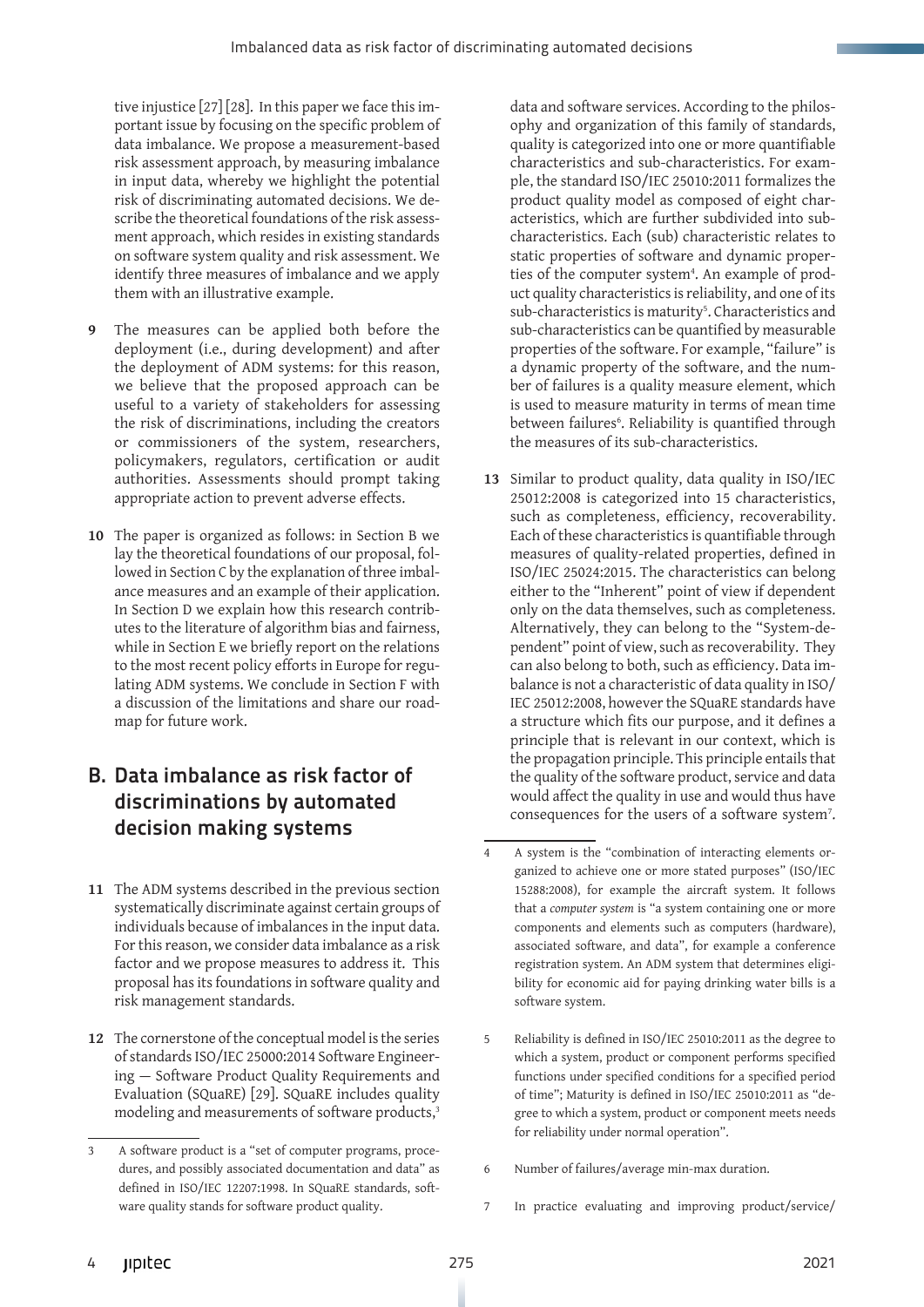tive injustice [27] [28]. In this paper we face this important issue by focusing on the specific problem of data imbalance. We propose a measurement-based risk assessment approach, by measuring imbalance in input data, whereby we highlight the potential risk of discriminating automated decisions. We describe the theoretical foundations of the risk assessment approach, which resides in existing standards on software system quality and risk assessment. We identify three measures of imbalance and we apply them with an illustrative example.

**9** The measures can be applied both before the deployment (i.e., during development) and after the deployment of ADM systems: for this reason, we believe that the proposed approach can be useful to a variety of stakeholders for assessing the risk of discriminations, including the creators or commissioners of the system, researchers, policymakers, regulators, certification or audit authorities. Assessments should prompt taking appropriate action to prevent adverse effects.

**10** The paper is organized as follows: in Section B we lay the theoretical foundations of our proposal, followed in Section C by the explanation of three imbalance measures and an example of their application. In Section D we explain how this research contributes to the literature of algorithm bias and fairness, while in Section E we briefly report on the relations to the most recent policy efforts in Europe for regulating ADM systems. We conclude in Section F with a discussion of the limitations and share our roadmap for future work.

## B. Data imbalance as risk factor of discriminations by automated decision making systems

**11** The ADM systems described in the previous section systematically discriminate against certain groups of individuals because of imbalances in the input data. For this reason, we consider data imbalance as a risk factor and we propose measures to address it. This proposal has its foundations in software quality and risk management standards.

**12** The cornerstone of the conceptual model is the series of standards ISO/IEC 25000:2014 Software Engineering — Software Product Quality Requirements and Evaluation (SQuaRE) [29]. SQuaRE includes quality modeling and measurements of software products,[3] data and software services. According to the philosophy and organization of this family of standards, quality is categorized into one or more quantifiable characteristics and sub-characteristics. For example, the standard ISO/IEC 25010:2011 formalizes the product quality model as composed of eight characteristics, which are further subdivided into sub-characteristics. Each (sub) characteristic relates to static properties of software and dynamic properties of the computer system[4]. An example of product quality characteristics is reliability, and one of its sub-characteristics is maturity[5]. Characteristics and sub-characteristics can be quantified by measurable properties of the software. For example, "failure" is a dynamic property of the software, and the number of failures is a quality measure element, which is used to measure maturity in terms of mean time between failures[6]. Reliability is quantified through the measures of its sub-characteristics.

**13** Similar to product quality, data quality in ISO/IEC 25012:2008 is categorized into 15 characteristics, such as completeness, efficiency, recoverability. Each of these characteristics is quantifiable through measures of quality-related properties, defined in ISO/IEC 25024:2015. The characteristics can belong either to the "Inherent" point of view if dependent only on the data themselves, such as completeness. Alternatively, they can belong to the "System-dependent" point of view, such as recoverability. They can also belong to both, such as efficiency. Data imbalance is not a characteristic of data quality in ISO/IEC 25012:2008, however the SQuaRE standards have a structure which fits our purpose, and it defines a principle that is relevant in our context, which is the propagation principle. This principle entails that the quality of the software product, service and data would affect the quality in use and would thus have consequences for the users of a software system[7].

---

3 A software product is a "set of computer programs, procedures, and possibly associated documentation and data" as defined in ISO/IEC 12207:1998. In SQuaRE standards, software quality stands for software product quality.

4 A system is the "combination of interacting elements organized to achieve one or more stated purposes" (ISO/IEC 15288:2008), for example the aircraft system. It follows that a *computer system* is "a system containing one or more components and elements such as computers (hardware), associated software, and data", for example a conference registration system. An ADM system that determines eligibility for economic aid for paying drinking water bills is a software system.

5 Reliability is defined in ISO/IEC 25010:2011 as the degree to which a system, product or component performs specified functions under specified conditions for a specified period of time"; Maturity is defined in ISO/IEC 25010:2011 as "degree to which a system, product or component meets needs for reliability under normal operation".

6 Number of failures/average min-max duration.

7 In practice evaluating and improving product/service/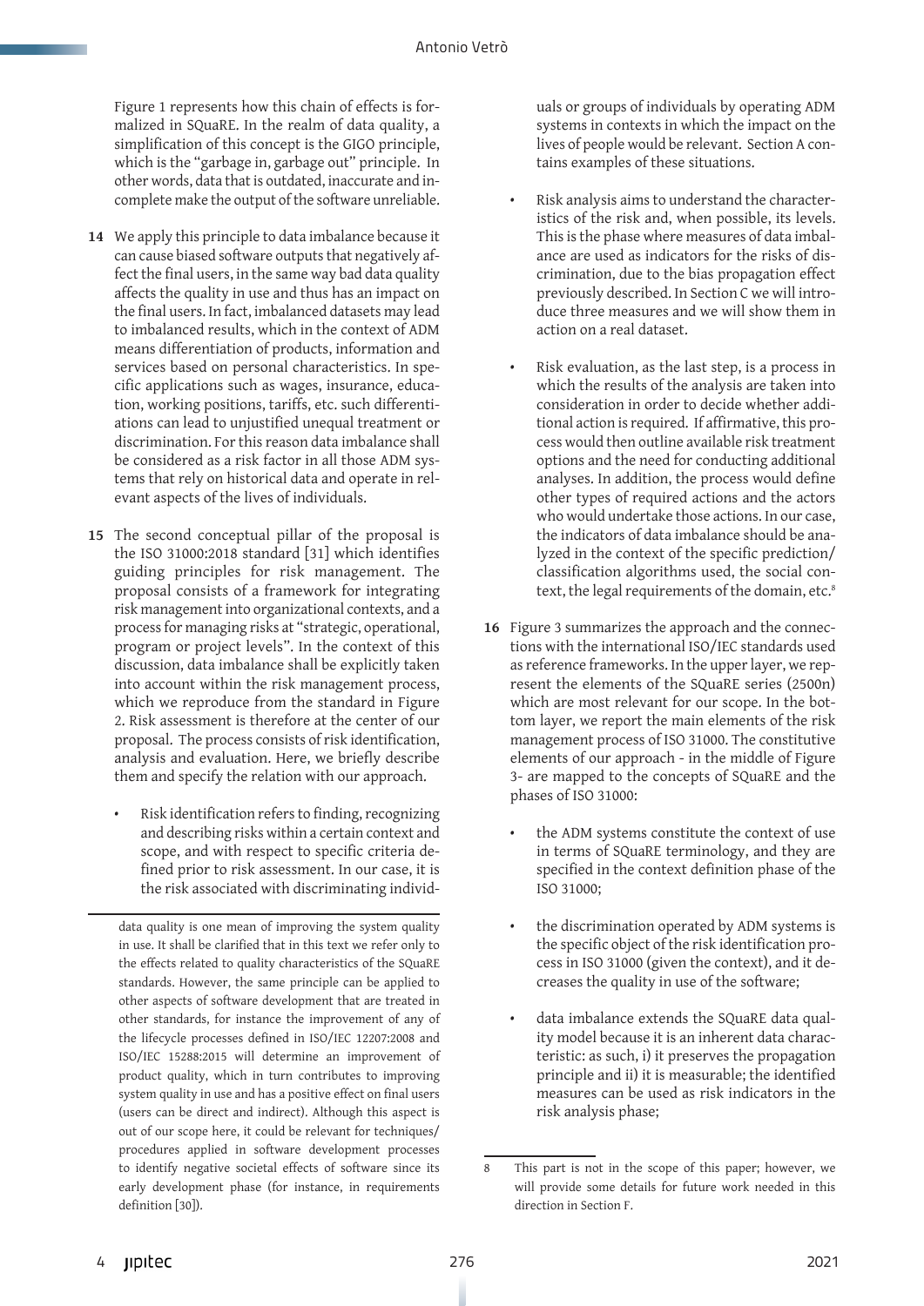Figure 1 represents how this chain of effects is formalized in SQuaRE. In the realm of data quality, a simplification of this concept is the GIGO principle, which is the "garbage in, garbage out" principle. In other words, data that is outdated, inaccurate and incomplete make the output of the software unreliable.

**14** We apply this principle to data imbalance because it can cause biased software outputs that negatively affect the final users, in the same way bad data quality affects the quality in use and thus has an impact on the final users. In fact, imbalanced datasets may lead to imbalanced results, which in the context of ADM means differentiation of products, information and services based on personal characteristics. In specific applications such as wages, insurance, education, working positions, tariffs, etc. such differentiations can lead to unjustified unequal treatment or discrimination. For this reason data imbalance shall be considered as a risk factor in all those ADM systems that rely on historical data and operate in relevant aspects of the lives of individuals.

**15** The second conceptual pillar of the proposal is the ISO 31000:2018 standard [31] which identifies guiding principles for risk management. The proposal consists of a framework for integrating risk management into organizational contexts, and a process for managing risks at "strategic, operational, program or project levels". In the context of this discussion, data imbalance shall be explicitly taken into account within the risk management process, which we reproduce from the standard in Figure 2. Risk assessment is therefore at the center of our proposal. The process consists of risk identification, analysis and evaluation. Here, we briefly describe them and specify the relation with our approach.

- Risk identification refers to finding, recognizing and describing risks within a certain context and scope, and with respect to specific criteria defined prior to risk assessment. In our case, it is the risk associated with discriminating individuals or groups of individuals by operating ADM systems in contexts in which the impact on the lives of people would be relevant. Section A contains examples of these situations.

- Risk analysis aims to understand the characteristics of the risk and, when possible, its levels. This is the phase where measures of data imbalance are used as indicators for the risks of discrimination, due to the bias propagation effect previously described. In Section C we will introduce three measures and we will show them in action on a real dataset.

- Risk evaluation, as the last step, is a process in which the results of the analysis are taken into consideration in order to decide whether additional action is required. If affirmative, this process would then outline available risk treatment options and the need for conducting additional analyses. In addition, the process would define other types of required actions and the actors who would undertake those actions. In our case, the indicators of data imbalance should be analyzed in the context of the specific prediction/classification algorithms used, the social context, the legal requirements of the domain, etc.[8]

**16** Figure 3 summarizes the approach and the connections with the international ISO/IEC standards used as reference frameworks. In the upper layer, we represent the elements of the SQuaRE series (2500n) which are most relevant for our scope. In the bottom layer, we report the main elements of the risk management process of ISO 31000. The constitutive elements of our approach - in the middle of Figure 3- are mapped to the concepts of SQuaRE and the phases of ISO 31000:

- the ADM systems constitute the context of use in terms of SQuaRE terminology, and they are specified in the context definition phase of the ISO 31000;

- the discrimination operated by ADM systems is the specific object of the risk identification process in ISO 31000 (given the context), and it decreases the quality in use of the software;

- data imbalance extends the SQuaRE data quality model because it is an inherent data characteristic: as such, i) it preserves the propagation principle and ii) it is measurable; the identified measures can be used as risk indicators in the risk analysis phase;

---

data quality is one mean of improving the system quality in use. It shall be clarified that in this text we refer only to the effects related to quality characteristics of the SQuaRE standards. However, the same principle can be applied to other aspects of software development that are treated in other standards, for instance the improvement of any of the lifecycle processes defined in ISO/IEC 12207:2008 and ISO/IEC 15288:2015 will determine an improvement of product quality, which in turn contributes to improving system quality in use and has a positive effect on final users (users can be direct and indirect). Although this aspect is out of our scope here, it could be relevant for techniques/procedures applied in software development processes to identify negative societal effects of software since its early development phase (for instance, in requirements definition [30]).

8 This part is not in the scope of this paper; however, we will provide some details for future work needed in this direction in Section F.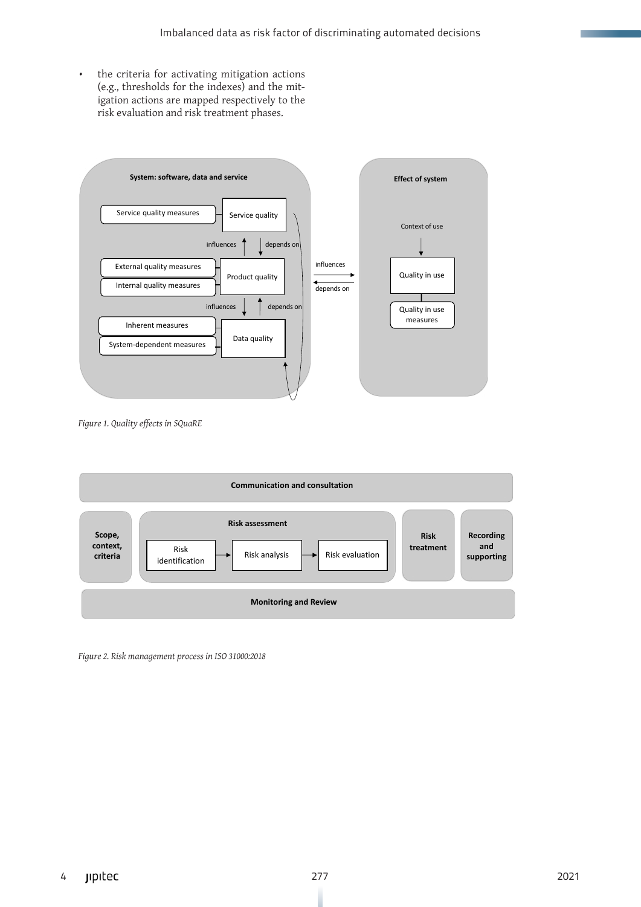- the criteria for activating mitigation actions (e.g., thresholds for the indexes) and the mitigation actions are mapped respectively to the risk evaluation and risk treatment phases.

*Figure 1. Quality effects in SQuaRE*

*Figure 2. Risk management process in ISO 31000:2018*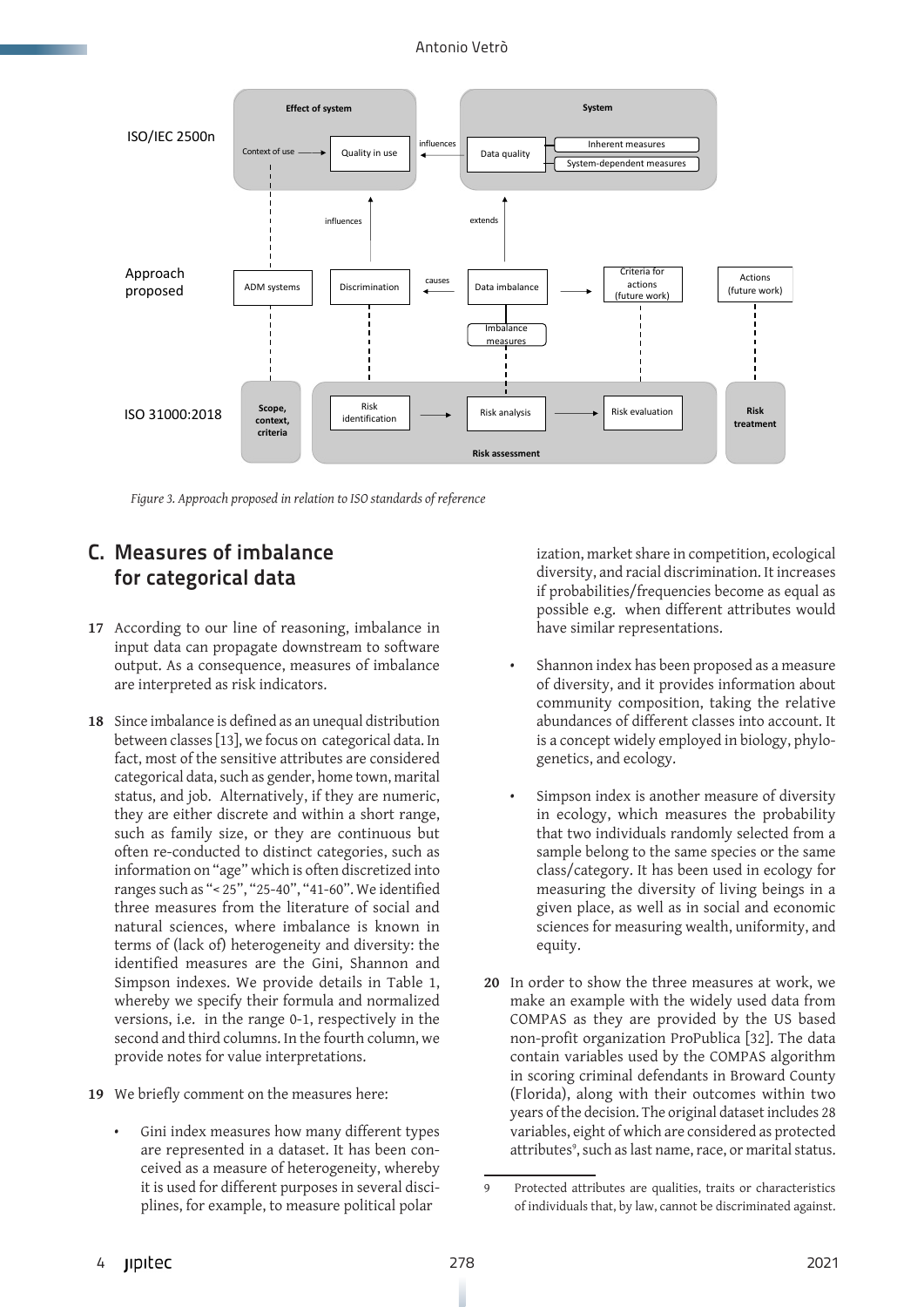Figure 3. Approach proposed in relation to ISO standards of reference

## C. Measures of imbalance for categorical data

**17** According to our line of reasoning, imbalance in input data can propagate downstream to software output. As a consequence, measures of imbalance are interpreted as risk indicators.

**18** Since imbalance is defined as an unequal distribution between classes [13], we focus on categorical data. In fact, most of the sensitive attributes are considered categorical data, such as gender, home town, marital status, and job. Alternatively, if they are numeric, they are either discrete and within a short range, such as family size, or they are continuous but often re-conducted to distinct categories, such as information on "age" which is often discretized into ranges such as "< 25", "25-40", "41-60". We identified three measures from the literature of social and natural sciences, where imbalance is known in terms of (lack of) heterogeneity and diversity: the identified measures are the Gini, Shannon and Simpson indexes. We provide details in Table 1, whereby we specify their formula and normalized versions, i.e. in the range 0-1, respectively in the second and third columns. In the fourth column, we provide notes for value interpretations.

**19** We briefly comment on the measures here:

- Gini index measures how many different types are represented in a dataset. It has been conceived as a measure of heterogeneity, whereby it is used for different purposes in several disciplines, for example, to measure political polarization, market share in competition, ecological diversity, and racial discrimination. It increases if probabilities/frequencies become as equal as possible e.g. when different attributes would have similar representations.
- Shannon index has been proposed as a measure of diversity, and it provides information about community composition, taking the relative abundances of different classes into account. It is a concept widely employed in biology, phylogenetics, and ecology.
- Simpson index is another measure of diversity in ecology, which measures the probability that two individuals randomly selected from a sample belong to the same species or the same class/category. It has been used in ecology for measuring the diversity of living beings in a given place, as well as in social and economic sciences for measuring wealth, uniformity, and equity.

**20** In order to show the three measures at work, we make an example with the widely used data from COMPAS as they are provided by the US based non-profit organization ProPublica [32]. The data contain variables used by the COMPAS algorithm in scoring criminal defendants in Broward County (Florida), along with their outcomes within two years of the decision. The original dataset includes 28 variables, eight of which are considered as protected attributes[9], such as last name, race, or marital status.

9 Protected attributes are qualities, traits or characteristics of individuals that, by law, cannot be discriminated against.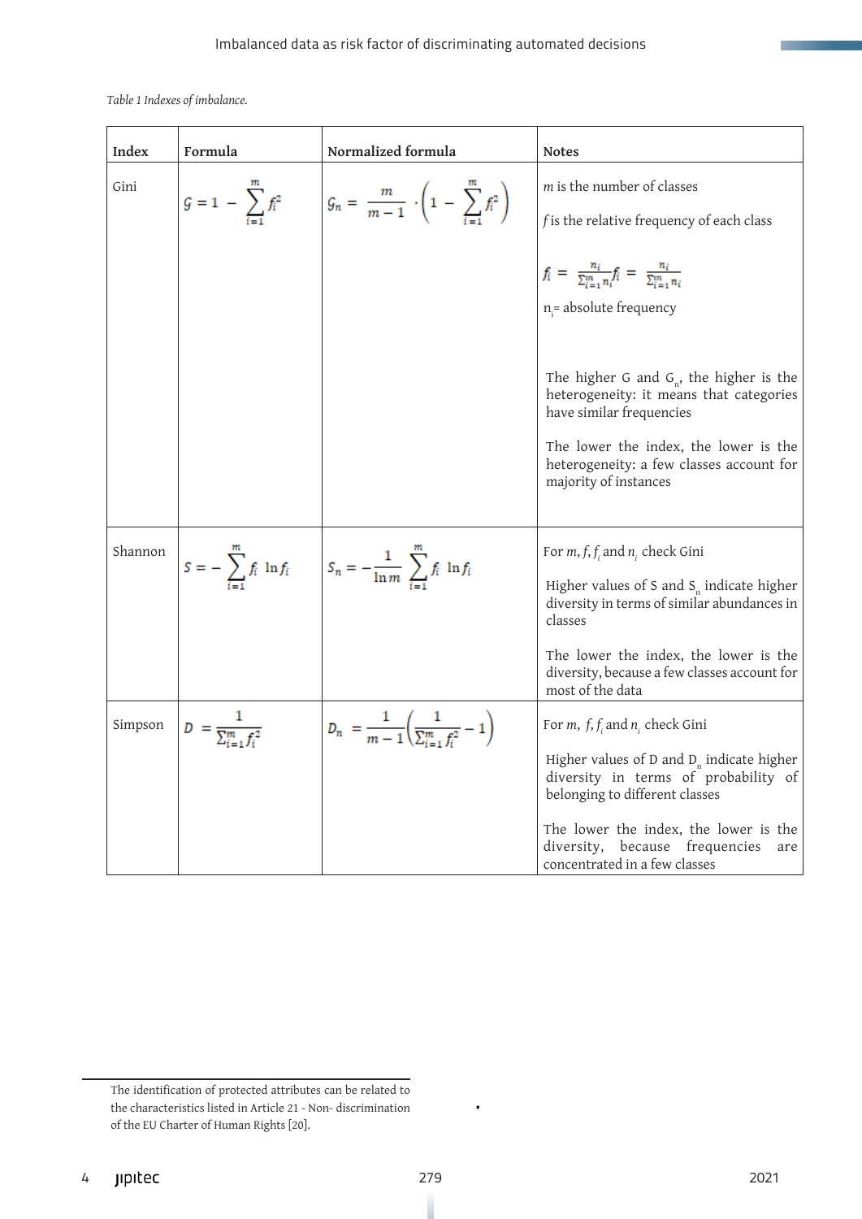*Table 1 Indexes of imbalance.*

| Index | Formula | Normalized formula | Notes |
|---|---|---|---|
| Gini | $G = 1 - \sum_{i=1}^{m} f_i^2$ | $G_n = \frac{m}{m-1} \cdot \left(1 - \sum_{i=1}^{m} f_i^2\right)$ | $m$ is the number of classes<br><br>$f$ is the relative frequency of each class<br><br>$f_i = \frac{n_i}{\sum_{i=1}^{m} n_i}$<br><br>$n_i$ = absolute frequency<br><br>The higher G and $G_n$, the higher is the heterogeneity: it means that categories have similar frequencies<br><br>The lower the index, the lower is the heterogeneity: a few classes account for majority of instances |
| Shannon | $S = -\sum_{i=1}^{m} f_i \ln f_i$ | $S_n = -\frac{1}{\ln m} \sum_{i=1}^{m} f_i \ln f_i$ | For $m$, $f$, $f_i$ and $n_i$ check Gini<br><br>Higher values of S and $S_n$ indicate higher diversity in terms of similar abundances in classes<br><br>The lower the index, the lower is the diversity, because a few classes account for most of the data |
| Simpson | $D = \frac{1}{\sum_{i=1}^{m} f_i^2}$ | $D_n = \frac{1}{m-1}\left(\frac{1}{\sum_{i=1}^{m} f_i^2} - 1\right)$ | For $m$, $f$, $f_i$ and $n_i$ check Gini<br><br>Higher values of D and $D_n$ indicate higher diversity in terms of probability of belonging to different classes<br><br>The lower the index, the lower is the diversity, because frequencies are concentrated in a few classes |

The identification of protected attributes can be related to the characteristics listed in Article 21 - Non- discrimination of the EU Charter of Human Rights [20].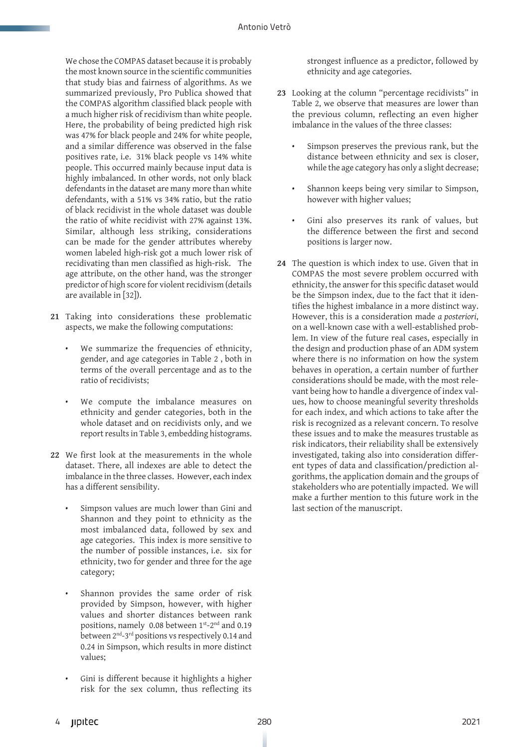We chose the COMPAS dataset because it is probably the most known source in the scientific communities that study bias and fairness of algorithms. As we summarized previously, Pro Publica showed that the COMPAS algorithm classified black people with a much higher risk of recidivism than white people. Here, the probability of being predicted high risk was 47% for black people and 24% for white people, and a similar difference was observed in the false positives rate, i.e. 31% black people vs 14% white people. This occurred mainly because input data is highly imbalanced. In other words, not only black defendants in the dataset are many more than white defendants, with a 51% vs 34% ratio, but the ratio of black recidivist in the whole dataset was double the ratio of white recidivist with 27% against 13%. Similar, although less striking, considerations can be made for the gender attributes whereby women labeled high-risk got a much lower risk of recidivating than men classified as high-risk. The age attribute, on the other hand, was the stronger predictor of high score for violent recidivism (details are available in [32]).

**21** Taking into considerations these problematic aspects, we make the following computations:

- We summarize the frequencies of ethnicity, gender, and age categories in Table 2 , both in terms of the overall percentage and as to the ratio of recidivists;
- We compute the imbalance measures on ethnicity and gender categories, both in the whole dataset and on recidivists only, and we report results in Table 3, embedding histograms.

**22** We first look at the measurements in the whole dataset. There, all indexes are able to detect the imbalance in the three classes. However, each index has a different sensibility.

- Simpson values are much lower than Gini and Shannon and they point to ethnicity as the most imbalanced data, followed by sex and age categories. This index is more sensitive to the number of possible instances, i.e. six for ethnicity, two for gender and three for the age category;
- Shannon provides the same order of risk provided by Simpson, however, with higher values and shorter distances between rank positions, namely 0.08 between 1st-2nd and 0.19 between 2nd-3rd positions vs respectively 0.14 and 0.24 in Simpson, which results in more distinct values;
- Gini is different because it highlights a higher risk for the sex column, thus reflecting its strongest influence as a predictor, followed by ethnicity and age categories.

**23** Looking at the column "percentage recidivists" in Table 2, we observe that measures are lower than the previous column, reflecting an even higher imbalance in the values of the three classes:

- Simpson preserves the previous rank, but the distance between ethnicity and sex is closer, while the age category has only a slight decrease;
- Shannon keeps being very similar to Simpson, however with higher values;
- Gini also preserves its rank of values, but the difference between the first and second positions is larger now.

**24** The question is which index to use. Given that in COMPAS the most severe problem occurred with ethnicity, the answer for this specific dataset would be the Simpson index, due to the fact that it identifies the highest imbalance in a more distinct way. However, this is a consideration made *a posteriori*, on a well-known case with a well-established problem. In view of the future real cases, especially in the design and production phase of an ADM system where there is no information on how the system behaves in operation, a certain number of further considerations should be made, with the most relevant being how to handle a divergence of index values, how to choose meaningful severity thresholds for each index, and which actions to take after the risk is recognized as a relevant concern. To resolve these issues and to make the measures trustable as risk indicators, their reliability shall be extensively investigated, taking also into consideration different types of data and classification/prediction algorithms, the application domain and the groups of stakeholders who are potentially impacted. We will make a further mention to this future work in the last section of the manuscript.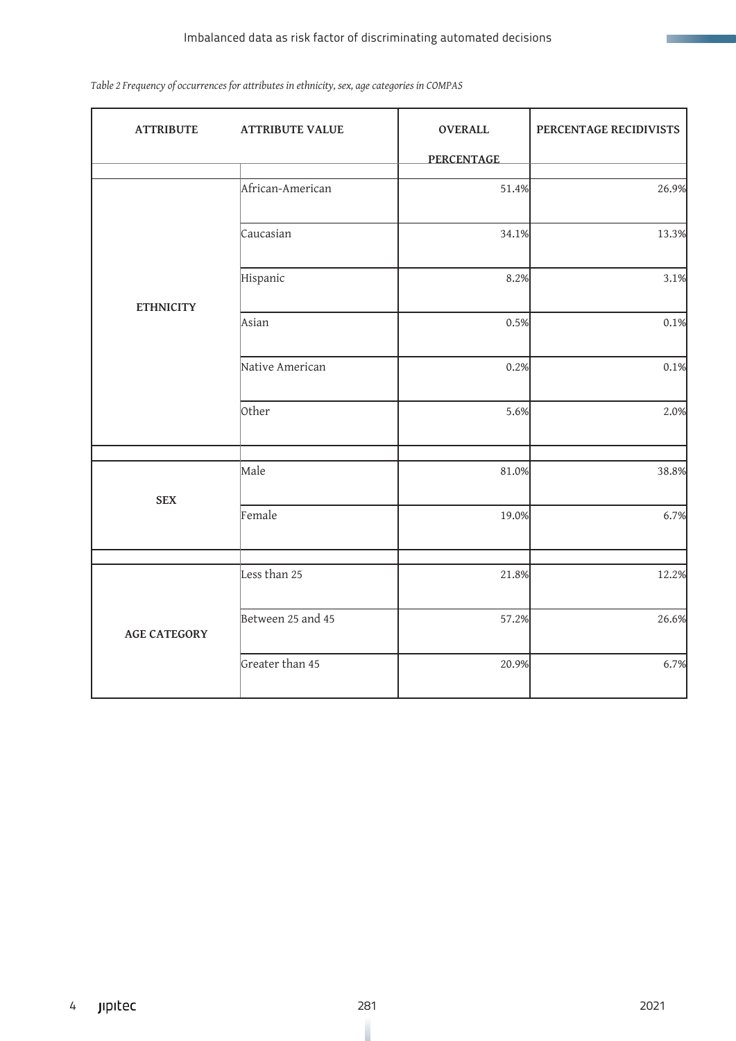*Table 2 Frequency of occurrences for attributes in ethnicity, sex, age categories in COMPAS*

| ATTRIBUTE | ATTRIBUTE VALUE | OVERALL PERCENTAGE | PERCENTAGE RECIDIVISTS |
|---|---|---|---|
| ETHNICITY | African-American | 51.4% | 26.9% |
| | Caucasian | 34.1% | 13.3% |
| | Hispanic | 8.2% | 3.1% |
| | Asian | 0.5% | 0.1% |
| | Native American | 0.2% | 0.1% |
| | Other | 5.6% | 2.0% |
| SEX | Male | 81.0% | 38.8% |
| | Female | 19.0% | 6.7% |
| AGE CATEGORY | Less than 25 | 21.8% | 12.2% |
| | Between 25 and 45 | 57.2% | 26.6% |
| | Greater than 45 | 20.9% | 6.7% |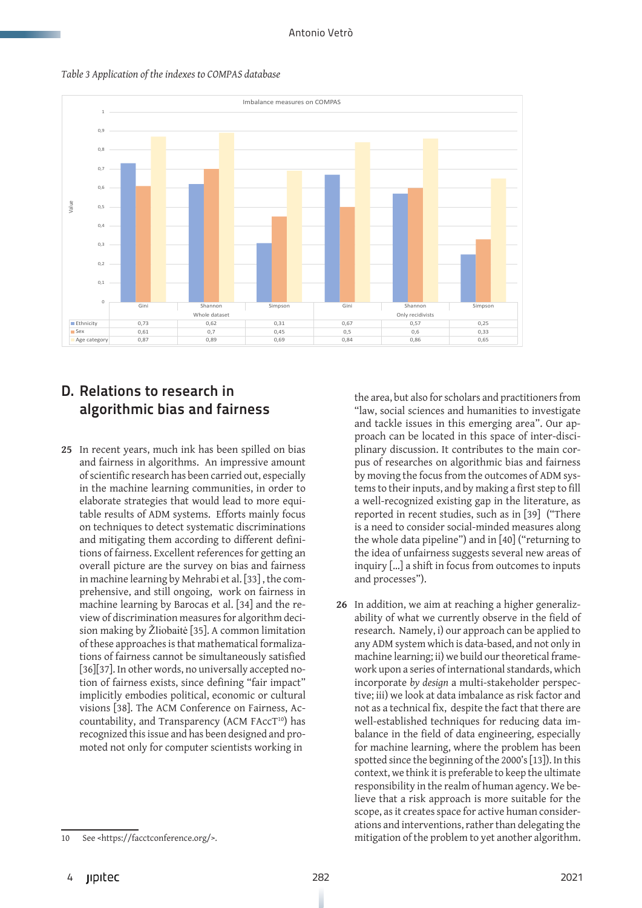*Table 3 Application of the indexes to COMPAS database*

Imbalance measures on COMPAS

| | Gini | Shannon | Simpson | Gini | Shannon | Simpson |
|---|---|---|---|---|---|---|
| | Whole dataset | | | Only recidivists | | |
| Ethnicity | 0,73 | 0,62 | 0,31 | 0,67 | 0,57 | 0,25 |
| Sex | 0,61 | 0,7 | 0,45 | 0,5 | 0,6 | 0,33 |
| Age category | 0,87 | 0,89 | 0,69 | 0,84 | 0,86 | 0,65 |

## D. Relations to research in algorithmic bias and fairness

**25** In recent years, much ink has been spilled on bias and fairness in algorithms. An impressive amount of scientific research has been carried out, especially in the machine learning communities, in order to elaborate strategies that would lead to more equitable results of ADM systems. Efforts mainly focus on techniques to detect systematic discriminations and mitigating them according to different definitions of fairness. Excellent references for getting an overall picture are the survey on bias and fairness in machine learning by Mehrabi et al. [33] , the comprehensive, and still ongoing, work on fairness in machine learning by Barocas et al. [34] and the review of discrimination measures for algorithm decision making by Žliobaitė [35]. A common limitation of these approaches is that mathematical formalizations of fairness cannot be simultaneously satisfied [36][37]. In other words, no universally accepted notion of fairness exists, since defining "fair impact" implicitly embodies political, economic or cultural visions [38]. The ACM Conference on Fairness, Accountability, and Transparency (ACM FAccT[10]) has recognized this issue and has been designed and promoted not only for computer scientists working in the area, but also for scholars and practitioners from "law, social sciences and humanities to investigate and tackle issues in this emerging area". Our approach can be located in this space of inter-disciplinary discussion. It contributes to the main corpus of researches on algorithmic bias and fairness by moving the focus from the outcomes of ADM systems to their inputs, and by making a first step to fill a well-recognized existing gap in the literature, as reported in recent studies, such as in [39] ("There is a need to consider social-minded measures along the whole data pipeline") and in [40] ("returning to the idea of unfairness suggests several new areas of inquiry [...] a shift in focus from outcomes to inputs and processes").

**26** In addition, we aim at reaching a higher generalizability of what we currently observe in the field of research. Namely, i) our approach can be applied to any ADM system which is data-based, and not only in machine learning; ii) we build our theoretical framework upon a series of international standards, which incorporate *by design* a multi-stakeholder perspective; iii) we look at data imbalance as risk factor and not as a technical fix, despite the fact that there are well-established techniques for reducing data imbalance in the field of data engineering, especially for machine learning, where the problem has been spotted since the beginning of the 2000's [13]). In this context, we think it is preferable to keep the ultimate responsibility in the realm of human agency. We believe that a risk approach is more suitable for the scope, as it creates space for active human considerations and interventions, rather than delegating the mitigation of the problem to yet another algorithm.

10 See <https://facctconference.org/>.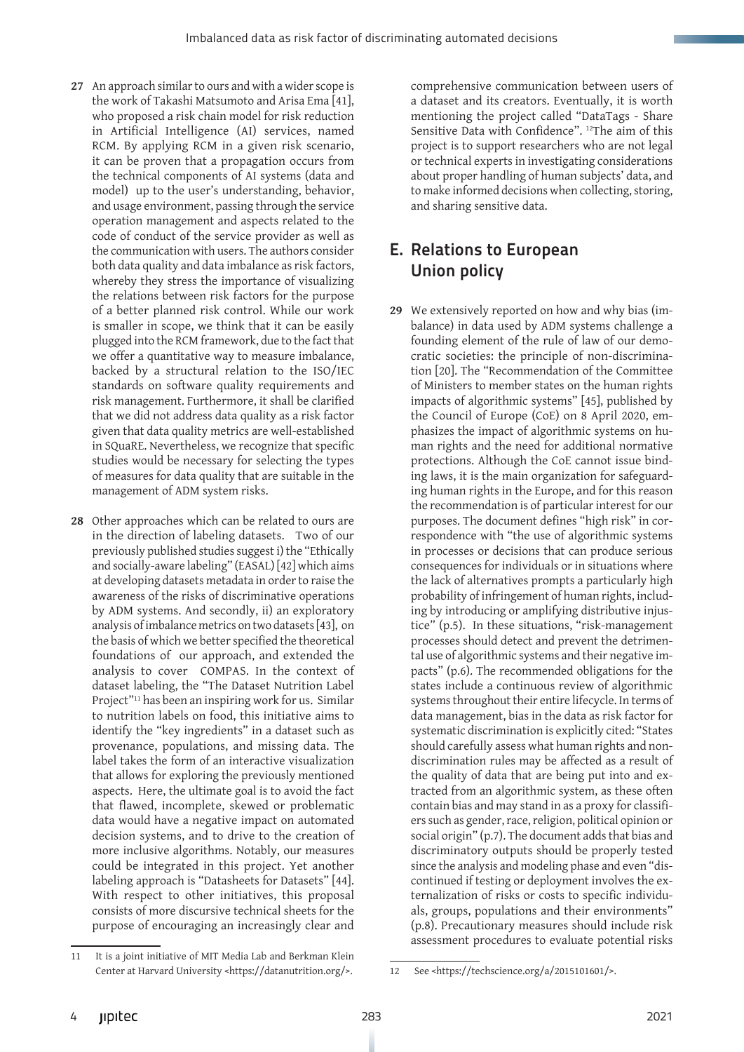**27** An approach similar to ours and with a wider scope is the work of Takashi Matsumoto and Arisa Ema [41], who proposed a risk chain model for risk reduction in Artificial Intelligence (AI) services, named RCM. By applying RCM in a given risk scenario, it can be proven that a propagation occurs from the technical components of AI systems (data and model) up to the user's understanding, behavior, and usage environment, passing through the service operation management and aspects related to the code of conduct of the service provider as well as the communication with users. The authors consider both data quality and data imbalance as risk factors, whereby they stress the importance of visualizing the relations between risk factors for the purpose of a better planned risk control. While our work is smaller in scope, we think that it can be easily plugged into the RCM framework, due to the fact that we offer a quantitative way to measure imbalance, backed by a structural relation to the ISO/IEC standards on software quality requirements and risk management. Furthermore, it shall be clarified that we did not address data quality as a risk factor given that data quality metrics are well-established in SQuaRE. Nevertheless, we recognize that specific studies would be necessary for selecting the types of measures for data quality that are suitable in the management of ADM system risks.

**28** Other approaches which can be related to ours are in the direction of labeling datasets. Two of our previously published studies suggest i) the "Ethically and socially-aware labeling" (EASAL) [42] which aims at developing datasets metadata in order to raise the awareness of the risks of discriminative operations by ADM systems. And secondly, ii) an exploratory analysis of imbalance metrics on two datasets [43], on the basis of which we better specified the theoretical foundations of our approach, and extended the analysis to cover COMPAS. In the context of dataset labeling, the "The Dataset Nutrition Label Project"[11] has been an inspiring work for us. Similar to nutrition labels on food, this initiative aims to identify the "key ingredients" in a dataset such as provenance, populations, and missing data. The label takes the form of an interactive visualization that allows for exploring the previously mentioned aspects. Here, the ultimate goal is to avoid the fact that flawed, incomplete, skewed or problematic data would have a negative impact on automated decision systems, and to drive to the creation of more inclusive algorithms. Notably, our measures could be integrated in this project. Yet another labeling approach is "Datasheets for Datasets" [44]. With respect to other initiatives, this proposal consists of more discursive technical sheets for the purpose of encouraging an increasingly clear and comprehensive communication between users of a dataset and its creators. Eventually, it is worth mentioning the project called "DataTags - Share Sensitive Data with Confidence". [12]The aim of this project is to support researchers who are not legal or technical experts in investigating considerations about proper handling of human subjects' data, and to make informed decisions when collecting, storing, and sharing sensitive data.

## E. Relations to European Union policy

**29** We extensively reported on how and why bias (imbalance) in data used by ADM systems challenge a founding element of the rule of law of our democratic societies: the principle of non-discrimination [20]. The "Recommendation of the Committee of Ministers to member states on the human rights impacts of algorithmic systems" [45], published by the Council of Europe (CoE) on 8 April 2020, emphasizes the impact of algorithmic systems on human rights and the need for additional normative protections. Although the CoE cannot issue binding laws, it is the main organization for safeguarding human rights in the Europe, and for this reason the recommendation is of particular interest for our purposes. The document defines "high risk" in correspondence with "the use of algorithmic systems in processes or decisions that can produce serious consequences for individuals or in situations where the lack of alternatives prompts a particularly high probability of infringement of human rights, including by introducing or amplifying distributive injustice" (p.5). In these situations, "risk-management processes should detect and prevent the detrimental use of algorithmic systems and their negative impacts" (p.6). The recommended obligations for the states include a continuous review of algorithmic systems throughout their entire lifecycle. In terms of data management, bias in the data as risk factor for systematic discrimination is explicitly cited: "States should carefully assess what human rights and non-discrimination rules may be affected as a result of the quality of data that are being put into and extracted from an algorithmic system, as these often contain bias and may stand in as a proxy for classifiers such as gender, race, religion, political opinion or social origin" (p.7). The document adds that bias and discriminatory outputs should be properly tested since the analysis and modeling phase and even "discontinued if testing or deployment involves the externalization of risks or costs to specific individuals, groups, populations and their environments" (p.8). Precautionary measures should include risk assessment procedures to evaluate potential risks

11 It is a joint initiative of MIT Media Lab and Berkman Klein Center at Harvard University <https://datanutrition.org/>.

12 See <https://techscience.org/a/2015101601/>.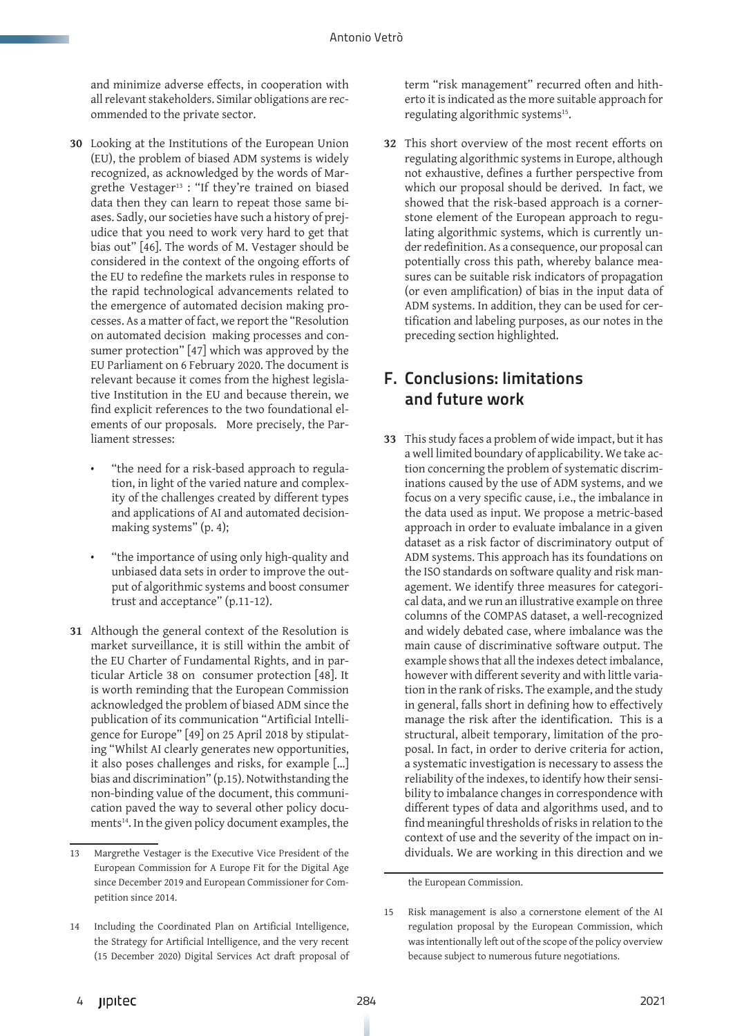and minimize adverse effects, in cooperation with all relevant stakeholders. Similar obligations are recommended to the private sector.

**30** Looking at the Institutions of the European Union (EU), the problem of biased ADM systems is widely recognized, as acknowledged by the words of Margrethe Vestager[13] : "If they're trained on biased data then they can learn to repeat those same biases. Sadly, our societies have such a history of prejudice that you need to work very hard to get that bias out" [46]. The words of M. Vestager should be considered in the context of the ongoing efforts of the EU to redefine the markets rules in response to the rapid technological advancements related to the emergence of automated decision making processes. As a matter of fact, we report the "Resolution on automated decision making processes and consumer protection" [47] which was approved by the EU Parliament on 6 February 2020. The document is relevant because it comes from the highest legislative Institution in the EU and because therein, we find explicit references to the two foundational elements of our proposals. More precisely, the Parliament stresses:

- "the need for a risk-based approach to regulation, in light of the varied nature and complexity of the challenges created by different types and applications of AI and automated decision-making systems" (p. 4);
- "the importance of using only high-quality and unbiased data sets in order to improve the output of algorithmic systems and boost consumer trust and acceptance" (p.11-12).

**31** Although the general context of the Resolution is market surveillance, it is still within the ambit of the EU Charter of Fundamental Rights, and in particular Article 38 on consumer protection [48]. It is worth reminding that the European Commission acknowledged the problem of biased ADM since the publication of its communication "Artificial Intelligence for Europe" [49] on 25 April 2018 by stipulating "Whilst AI clearly generates new opportunities, it also poses challenges and risks, for example [...] bias and discrimination" (p.15). Notwithstanding the non-binding value of the document, this communication paved the way to several other policy documents[14]. In the given policy document examples, the term "risk management" recurred often and hitherto it is indicated as the more suitable approach for regulating algorithmic systems[15].

**32** This short overview of the most recent efforts on regulating algorithmic systems in Europe, although not exhaustive, defines a further perspective from which our proposal should be derived. In fact, we showed that the risk-based approach is a cornerstone element of the European approach to regulating algorithmic systems, which is currently under redefinition. As a consequence, our proposal can potentially cross this path, whereby balance measures can be suitable risk indicators of propagation (or even amplification) of bias in the input data of ADM systems. In addition, they can be used for certification and labeling purposes, as our notes in the preceding section highlighted.

## F. Conclusions: limitations and future work

**33** This study faces a problem of wide impact, but it has a well limited boundary of applicability. We take action concerning the problem of systematic discriminations caused by the use of ADM systems, and we focus on a very specific cause, i.e., the imbalance in the data used as input. We propose a metric-based approach in order to evaluate imbalance in a given dataset as a risk factor of discriminatory output of ADM systems. This approach has its foundations on the ISO standards on software quality and risk management. We identify three measures for categorical data, and we run an illustrative example on three columns of the COMPAS dataset, a well-recognized and widely debated case, where imbalance was the main cause of discriminative software output. The example shows that all the indexes detect imbalance, however with different severity and with little variation in the rank of risks. The example, and the study in general, falls short in defining how to effectively manage the risk after the identification. This is a structural, albeit temporary, limitation of the proposal. In fact, in order to derive criteria for action, a systematic investigation is necessary to assess the reliability of the indexes, to identify how their sensibility to imbalance changes in correspondence with different types of data and algorithms used, and to find meaningful thresholds of risks in relation to the context of use and the severity of the impact on individuals. We are working in this direction and we

---

13 Margrethe Vestager is the Executive Vice President of the European Commission for A Europe Fit for the Digital Age since December 2019 and European Commissioner for Competition since 2014.

14 Including the Coordinated Plan on Artificial Intelligence, the Strategy for Artificial Intelligence, and the very recent (15 December 2020) Digital Services Act draft proposal of the European Commission.

15 Risk management is also a cornerstone element of the AI regulation proposal by the European Commission, which was intentionally left out of the scope of the policy overview because subject to numerous future negotiations.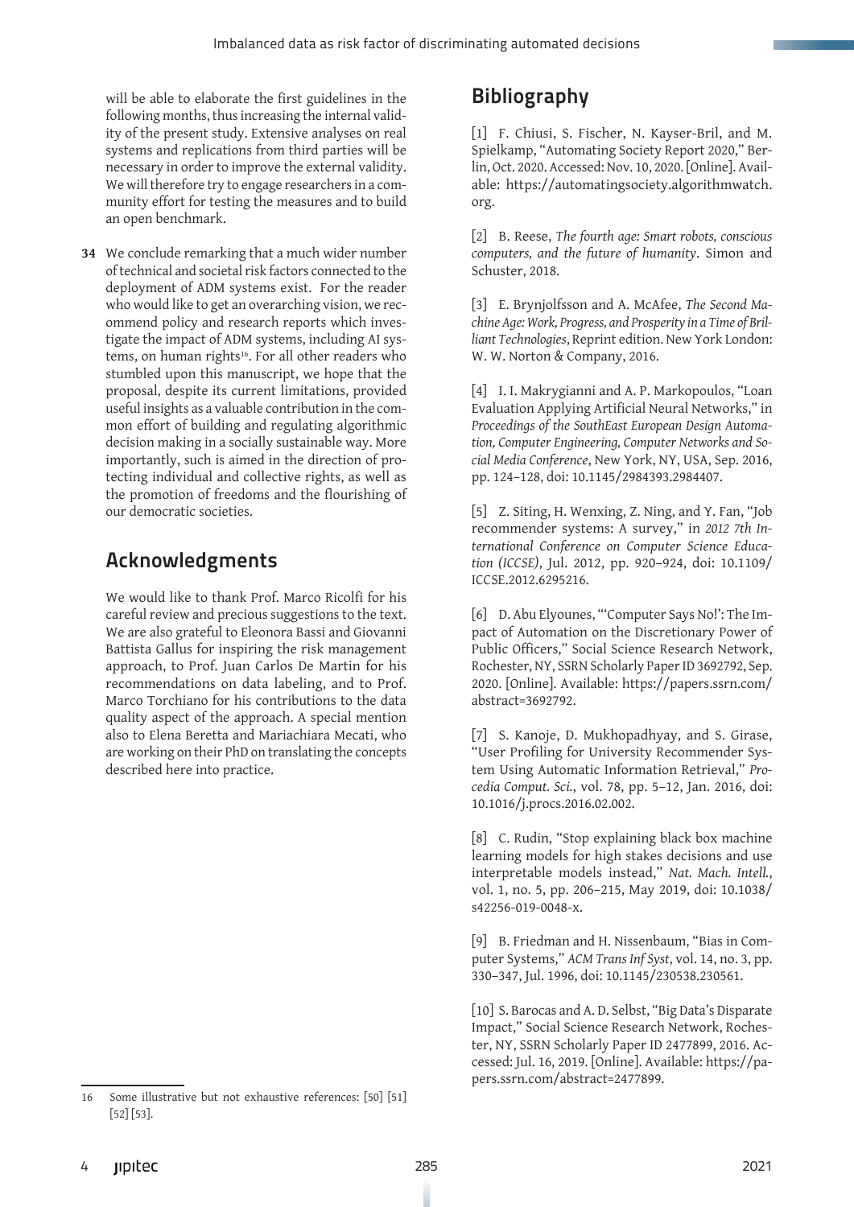will be able to elaborate the first guidelines in the following months, thus increasing the internal validity of the present study. Extensive analyses on real systems and replications from third parties will be necessary in order to improve the external validity. We will therefore try to engage researchers in a community effort for testing the measures and to build an open benchmark.

**34** We conclude remarking that a much wider number of technical and societal risk factors connected to the deployment of ADM systems exist. For the reader who would like to get an overarching vision, we recommend policy and research reports which investigate the impact of ADM systems, including AI systems, on human rights[16]. For all other readers who stumbled upon this manuscript, we hope that the proposal, despite its current limitations, provided useful insights as a valuable contribution in the common effort of building and regulating algorithmic decision making in a socially sustainable way. More importantly, such is aimed in the direction of protecting individual and collective rights, as well as the promotion of freedoms and the flourishing of our democratic societies.

## Acknowledgments

We would like to thank Prof. Marco Ricolfi for his careful review and precious suggestions to the text. We are also grateful to Eleonora Bassi and Giovanni Battista Gallus for inspiring the risk management approach, to Prof. Juan Carlos De Martin for his recommendations on data labeling, and to Prof. Marco Torchiano for his contributions to the data quality aspect of the approach. A special mention also to Elena Beretta and Mariachiara Mecati, who are working on their PhD on translating the concepts described here into practice.

16 Some illustrative but not exhaustive references: [50] [51] [52] [53].

## Bibliography

[1] F. Chiusi, S. Fischer, N. Kayser-Bril, and M. Spielkamp, "Automating Society Report 2020," Berlin, Oct. 2020. Accessed: Nov. 10, 2020. [Online]. Available: https://automatingsociety.algorithmwatch.org.

[2] B. Reese, *The fourth age: Smart robots, conscious computers, and the future of humanity*. Simon and Schuster, 2018.

[3] E. Brynjolfsson and A. McAfee, *The Second Machine Age: Work, Progress, and Prosperity in a Time of Brilliant Technologies*, Reprint edition. New York London: W. W. Norton & Company, 2016.

[4] I. I. Makrygianni and A. P. Markopoulos, "Loan Evaluation Applying Artificial Neural Networks," in *Proceedings of the SouthEast European Design Automation, Computer Engineering, Computer Networks and Social Media Conference*, New York, NY, USA, Sep. 2016, pp. 124–128, doi: 10.1145/2984393.2984407.

[5] Z. Siting, H. Wenxing, Z. Ning, and Y. Fan, "Job recommender systems: A survey," in *2012 7th International Conference on Computer Science Education (ICCSE)*, Jul. 2012, pp. 920–924, doi: 10.1109/ICCSE.2012.6295216.

[6] D. Abu Elyounes, "'Computer Says No!': The Impact of Automation on the Discretionary Power of Public Officers," Social Science Research Network, Rochester, NY, SSRN Scholarly Paper ID 3692792, Sep. 2020. [Online]. Available: https://papers.ssrn.com/abstract=3692792.

[7] S. Kanoje, D. Mukhopadhyay, and S. Girase, "User Profiling for University Recommender System Using Automatic Information Retrieval," *Procedia Comput. Sci.*, vol. 78, pp. 5–12, Jan. 2016, doi: 10.1016/j.procs.2016.02.002.

[8] C. Rudin, "Stop explaining black box machine learning models for high stakes decisions and use interpretable models instead," *Nat. Mach. Intell.*, vol. 1, no. 5, pp. 206–215, May 2019, doi: 10.1038/s42256-019-0048-x.

[9] B. Friedman and H. Nissenbaum, "Bias in Computer Systems," *ACM Trans Inf Syst*, vol. 14, no. 3, pp. 330–347, Jul. 1996, doi: 10.1145/230538.230561.

[10] S. Barocas and A. D. Selbst, "Big Data's Disparate Impact," Social Science Research Network, Rochester, NY, SSRN Scholarly Paper ID 2477899, 2016. Accessed: Jul. 16, 2019. [Online]. Available: https://papers.ssrn.com/abstract=2477899.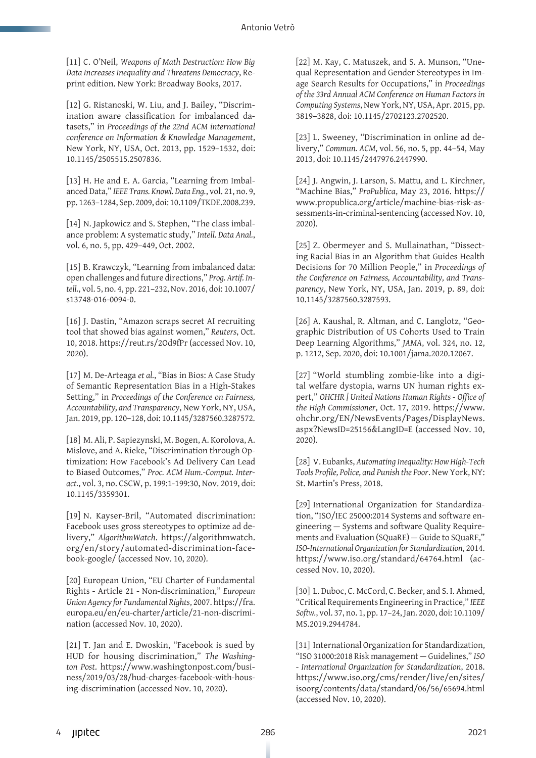[11] C. O'Neil, *Weapons of Math Destruction: How Big Data Increases Inequality and Threatens Democracy*, Reprint edition. New York: Broadway Books, 2017.

[12] G. Ristanoski, W. Liu, and J. Bailey, "Discrimination aware classification for imbalanced datasets," in *Proceedings of the 22nd ACM international conference on Information & Knowledge Management*, New York, NY, USA, Oct. 2013, pp. 1529–1532, doi: 10.1145/2505515.2507836.

[13] H. He and E. A. Garcia, "Learning from Imbalanced Data," *IEEE Trans. Knowl. Data Eng.*, vol. 21, no. 9, pp. 1263–1284, Sep. 2009, doi: 10.1109/TKDE.2008.239.

[14] N. Japkowicz and S. Stephen, "The class imbalance problem: A systematic study," *Intell. Data Anal.*, vol. 6, no. 5, pp. 429–449, Oct. 2002.

[15] B. Krawczyk, "Learning from imbalanced data: open challenges and future directions," *Prog. Artif. Intell.*, vol. 5, no. 4, pp. 221–232, Nov. 2016, doi: 10.1007/s13748-016-0094-0.

[16] J. Dastin, "Amazon scraps secret AI recruiting tool that showed bias against women," *Reuters*, Oct. 10, 2018. https://reut.rs/2Od9fPr (accessed Nov. 10, 2020).

[17] M. De-Arteaga *et al.*, "Bias in Bios: A Case Study of Semantic Representation Bias in a High-Stakes Setting," in *Proceedings of the Conference on Fairness, Accountability, and Transparency*, New York, NY, USA, Jan. 2019, pp. 120–128, doi: 10.1145/3287560.3287572.

[18] M. Ali, P. Sapiezynski, M. Bogen, A. Korolova, A. Mislove, and A. Rieke, "Discrimination through Optimization: How Facebook's Ad Delivery Can Lead to Biased Outcomes," *Proc. ACM Hum.-Comput. Interact.*, vol. 3, no. CSCW, p. 199:1-199:30, Nov. 2019, doi: 10.1145/3359301.

[19] N. Kayser-Bril, "Automated discrimination: Facebook uses gross stereotypes to optimize ad delivery," *AlgorithmWatch*. https://algorithmwatch.org/en/story/automated-discrimination-facebook-google/ (accessed Nov. 10, 2020).

[20] European Union, "EU Charter of Fundamental Rights - Article 21 - Non-discrimination," *European Union Agency for Fundamental Rights*, 2007. https://fra.europa.eu/en/eu-charter/article/21-non-discrimination (accessed Nov. 10, 2020).

[21] T. Jan and E. Dwoskin, "Facebook is sued by HUD for housing discrimination," *The Washington Post*. https://www.washingtonpost.com/business/2019/03/28/hud-charges-facebook-with-housing-discrimination (accessed Nov. 10, 2020).

[22] M. Kay, C. Matuszek, and S. A. Munson, "Unequal Representation and Gender Stereotypes in Image Search Results for Occupations," in *Proceedings of the 33rd Annual ACM Conference on Human Factors in Computing Systems*, New York, NY, USA, Apr. 2015, pp. 3819–3828, doi: 10.1145/2702123.2702520.

[23] L. Sweeney, "Discrimination in online ad delivery," *Commun. ACM*, vol. 56, no. 5, pp. 44–54, May 2013, doi: 10.1145/2447976.2447990.

[24] J. Angwin, J. Larson, S. Mattu, and L. Kirchner, "Machine Bias," *ProPublica*, May 23, 2016. https://www.propublica.org/article/machine-bias-risk-assessments-in-criminal-sentencing (accessed Nov. 10, 2020).

[25] Z. Obermeyer and S. Mullainathan, "Dissecting Racial Bias in an Algorithm that Guides Health Decisions for 70 Million People," in *Proceedings of the Conference on Fairness, Accountability, and Transparency*, New York, NY, USA, Jan. 2019, p. 89, doi: 10.1145/3287560.3287593.

[26] A. Kaushal, R. Altman, and C. Langlotz, "Geographic Distribution of US Cohorts Used to Train Deep Learning Algorithms," *JAMA*, vol. 324, no. 12, p. 1212, Sep. 2020, doi: 10.1001/jama.2020.12067.

[27] "World stumbling zombie-like into a digital welfare dystopia, warns UN human rights expert," *OHCHR | United Nations Human Rights - Office of the High Commissioner*, Oct. 17, 2019. https://www.ohchr.org/EN/NewsEvents/Pages/DisplayNews.aspx?NewsID=25156&LangID=E (accessed Nov. 10, 2020).

[28] V. Eubanks, *Automating Inequality: How High-Tech Tools Profile, Police, and Punish the Poor*. New York, NY: St. Martin's Press, 2018.

[29] International Organization for Standardization, "ISO/IEC 25000:2014 Systems and software engineering — Systems and software Quality Requirements and Evaluation (SQuaRE) — Guide to SQuaRE," *ISO-International Organization for Standardization*, 2014. https://www.iso.org/standard/64764.html (accessed Nov. 10, 2020).

[30] L. Duboc, C. McCord, C. Becker, and S. I. Ahmed, "Critical Requirements Engineering in Practice," *IEEE Softw.*, vol. 37, no. 1, pp. 17–24, Jan. 2020, doi: 10.1109/MS.2019.2944784.

[31] International Organization for Standardization, "ISO 31000:2018 Risk management — Guidelines," *ISO - International Organization for Standardization*, 2018. https://www.iso.org/cms/render/live/en/sites/isoorg/contents/data/standard/06/56/65694.html (accessed Nov. 10, 2020).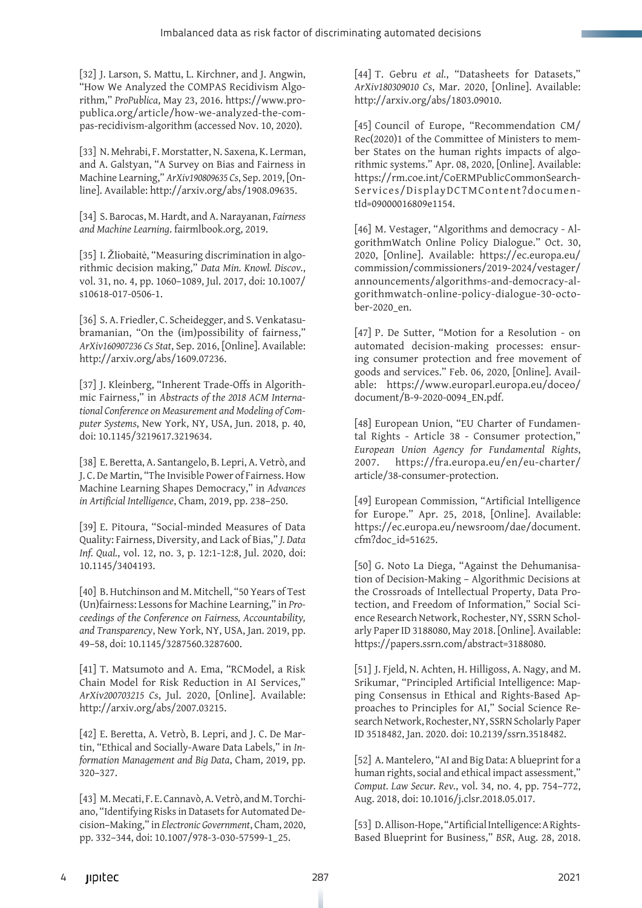[32] J. Larson, S. Mattu, L. Kirchner, and J. Angwin, "How We Analyzed the COMPAS Recidivism Algorithm," *ProPublica*, May 23, 2016. https://www.propublica.org/article/how-we-analyzed-the-compas-recidivism-algorithm (accessed Nov. 10, 2020).

[33] N. Mehrabi, F. Morstatter, N. Saxena, K. Lerman, and A. Galstyan, "A Survey on Bias and Fairness in Machine Learning," *ArXiv190809635 Cs*, Sep. 2019, [Online]. Available: http://arxiv.org/abs/1908.09635.

[34] S. Barocas, M. Hardt, and A. Narayanan, *Fairness and Machine Learning*. fairmlbook.org, 2019.

[35] I. Žliobaitė, "Measuring discrimination in algorithmic decision making," *Data Min. Knowl. Discov.*, vol. 31, no. 4, pp. 1060–1089, Jul. 2017, doi: 10.1007/s10618-017-0506-1.

[36] S. A. Friedler, C. Scheidegger, and S. Venkatasubramanian, "On the (im)possibility of fairness," *ArXiv160907236 Cs Stat*, Sep. 2016, [Online]. Available: http://arxiv.org/abs/1609.07236.

[37] J. Kleinberg, "Inherent Trade-Offs in Algorithmic Fairness," in *Abstracts of the 2018 ACM International Conference on Measurement and Modeling of Computer Systems*, New York, NY, USA, Jun. 2018, p. 40, doi: 10.1145/3219617.3219634.

[38] E. Beretta, A. Santangelo, B. Lepri, A. Vetrò, and J. C. De Martin, "The Invisible Power of Fairness. How Machine Learning Shapes Democracy," in *Advances in Artificial Intelligence*, Cham, 2019, pp. 238–250.

[39] E. Pitoura, "Social-minded Measures of Data Quality: Fairness, Diversity, and Lack of Bias," *J. Data Inf. Qual.*, vol. 12, no. 3, p. 12:1-12:8, Jul. 2020, doi: 10.1145/3404193.

[40] B. Hutchinson and M. Mitchell, "50 Years of Test (Un)fairness: Lessons for Machine Learning," in *Proceedings of the Conference on Fairness, Accountability, and Transparency*, New York, NY, USA, Jan. 2019, pp. 49–58, doi: 10.1145/3287560.3287600.

[41] T. Matsumoto and A. Ema, "RCModel, a Risk Chain Model for Risk Reduction in AI Services," *ArXiv200703215 Cs*, Jul. 2020, [Online]. Available: http://arxiv.org/abs/2007.03215.

[42] E. Beretta, A. Vetrò, B. Lepri, and J. C. De Martin, "Ethical and Socially-Aware Data Labels," in *Information Management and Big Data*, Cham, 2019, pp. 320–327.

[43] M. Mecati, F. E. Cannavò, A. Vetrò, and M. Torchiano, "Identifying Risks in Datasets for Automated Decision–Making," in *Electronic Government*, Cham, 2020, pp. 332–344, doi: 10.1007/978-3-030-57599-1_25.

[44] T. Gebru *et al.*, "Datasheets for Datasets," *ArXiv180309010 Cs*, Mar. 2020, [Online]. Available: http://arxiv.org/abs/1803.09010.

[45] Council of Europe, "Recommendation CM/Rec(2020)1 of the Committee of Ministers to member States on the human rights impacts of algorithmic systems." Apr. 08, 2020, [Online]. Available: https://rm.coe.int/CoERMPublicCommonSearchServices/DisplayDCTMContent?documentId=09000016809e1154.

[46] M. Vestager, "Algorithms and democracy - AlgorithmWatch Online Policy Dialogue." Oct. 30, 2020, [Online]. Available: https://ec.europa.eu/commission/commissioners/2019-2024/vestager/announcements/algorithms-and-democracy-algorithmwatch-online-policy-dialogue-30-october-2020_en.

[47] P. De Sutter, "Motion for a Resolution - on automated decision-making processes: ensuring consumer protection and free movement of goods and services." Feb. 06, 2020, [Online]. Available: https://www.europarl.europa.eu/doceo/document/B-9-2020-0094_EN.pdf.

[48] European Union, "EU Charter of Fundamental Rights - Article 38 - Consumer protection," *European Union Agency for Fundamental Rights*, 2007. https://fra.europa.eu/en/eu-charter/article/38-consumer-protection.

[49] European Commission, "Artificial Intelligence for Europe." Apr. 25, 2018, [Online]. Available: https://ec.europa.eu/newsroom/dae/document.cfm?doc_id=51625.

[50] G. Noto La Diega, "Against the Dehumanisation of Decision-Making – Algorithmic Decisions at the Crossroads of Intellectual Property, Data Protection, and Freedom of Information," Social Science Research Network, Rochester, NY, SSRN Scholarly Paper ID 3188080, May 2018. [Online]. Available: https://papers.ssrn.com/abstract=3188080.

[51] J. Fjeld, N. Achten, H. Hilligoss, A. Nagy, and M. Srikumar, "Principled Artificial Intelligence: Mapping Consensus in Ethical and Rights-Based Approaches to Principles for AI," Social Science Research Network, Rochester, NY, SSRN Scholarly Paper ID 3518482, Jan. 2020. doi: 10.2139/ssrn.3518482.

[52] A. Mantelero, "AI and Big Data: A blueprint for a human rights, social and ethical impact assessment," *Comput. Law Secur. Rev.*, vol. 34, no. 4, pp. 754–772, Aug. 2018, doi: 10.1016/j.clsr.2018.05.017.

[53] D. Allison-Hope, "Artificial Intelligence: A Rights-Based Blueprint for Business," *BSR*, Aug. 28, 2018.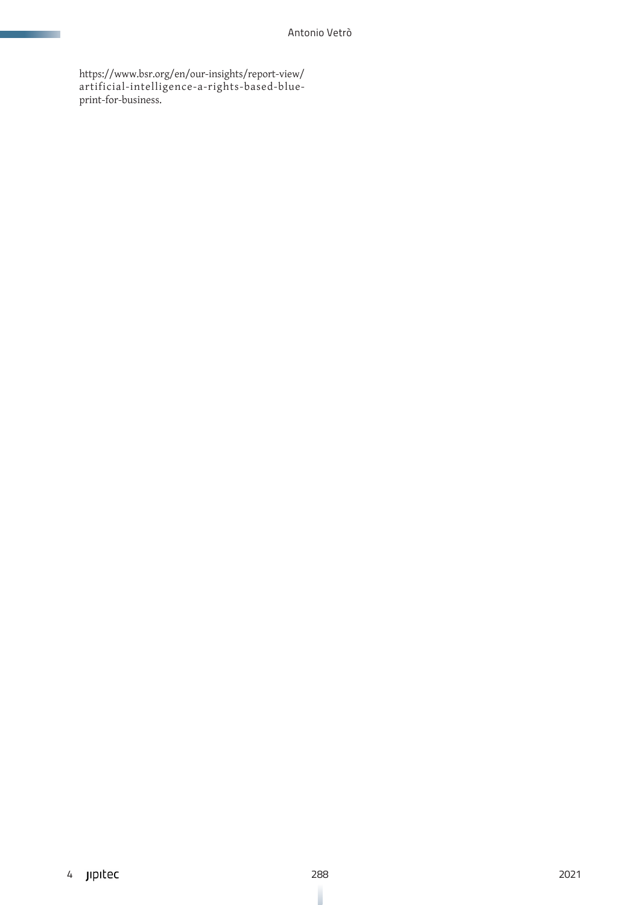https://www.bsr.org/en/our-insights/report-view/artificial-intelligence-a-rights-based-blueprint-for-business.